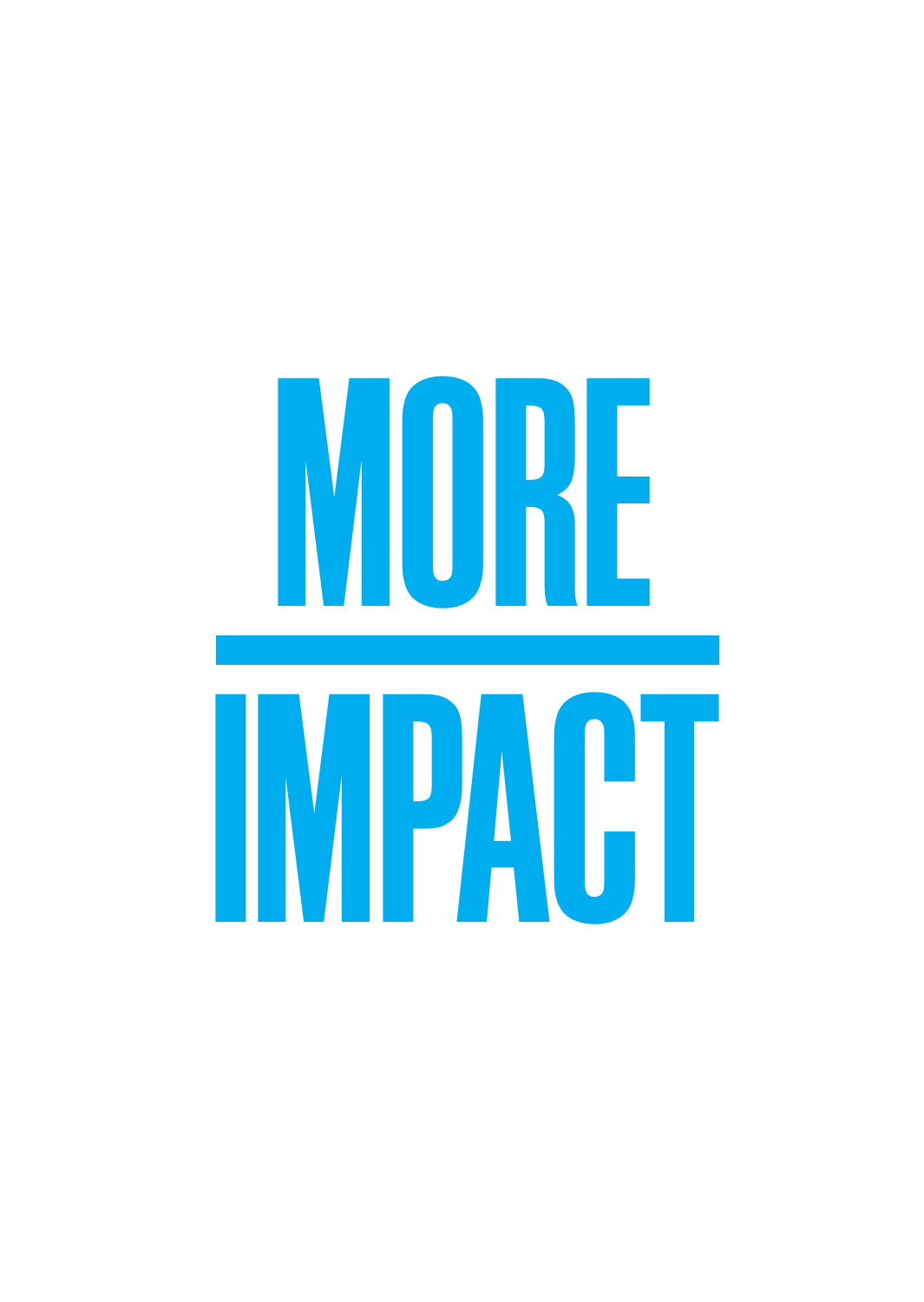# MORE

---

# IMPACT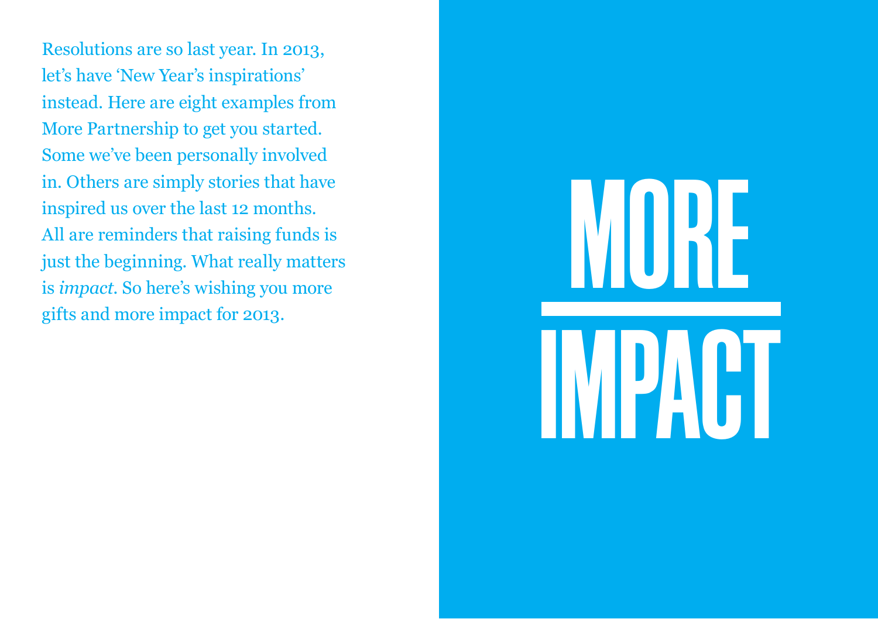Resolutions are so last year. In 2013, let's have 'New Year's inspirations' instead. Here are eight examples from More Partnership to get you started. Some we've been personally involved in. Others are simply stories that have inspired us over the last 12 months. All are reminders that raising funds is just the beginning. What really matters is *impact*. So here's wishing you more gifts and more impact for 2013.

# MORE IMPACT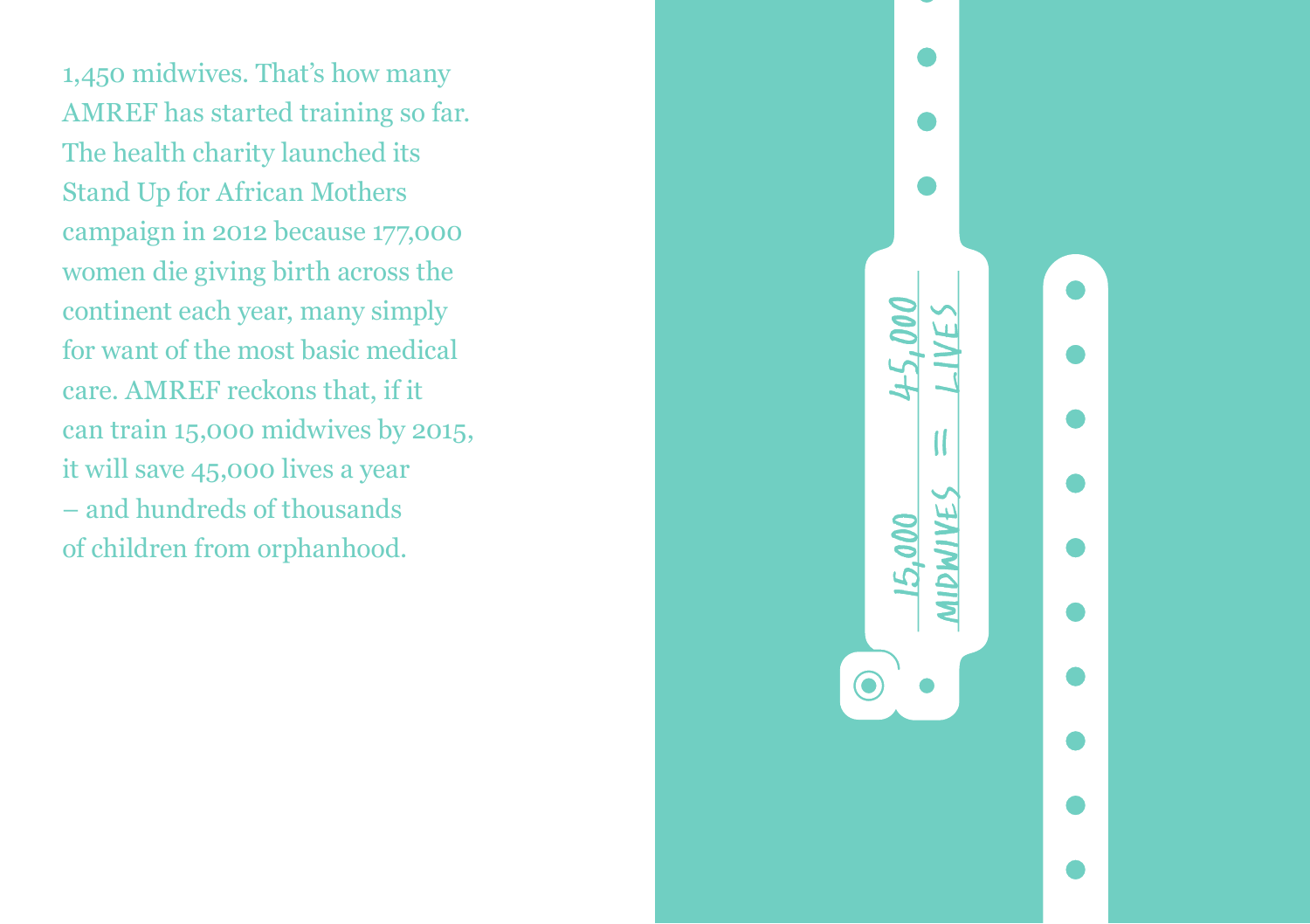1,450 midwives. That's how many AMREF has started training so far. The health charity launched its Stand Up for African Mothers campaign in 2012 because 177,000 women die giving birth across the continent each year, many simply for want of the most basic medical care. AMREF reckons that, if it can train 15,000 midwives by 2015, it will save 45,000 lives a year – and hundreds of thousands of children from orphanhood.

15,000 MIDWIVES = 45,000 LIVES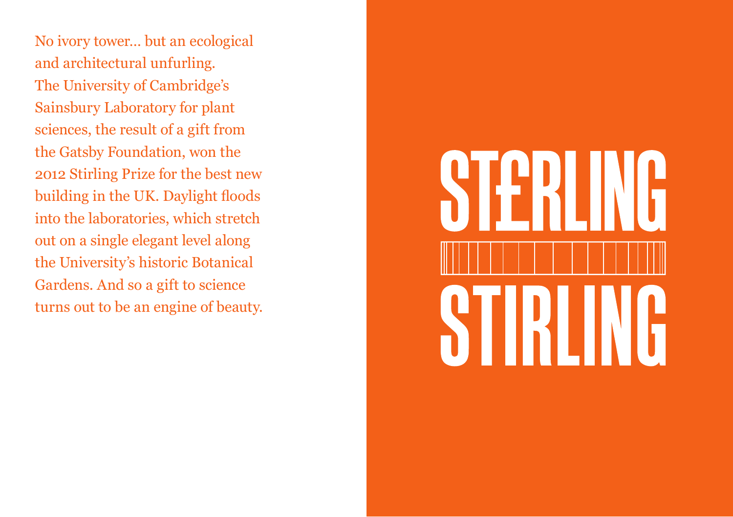No ivory tower... but an ecological and architectural unfurling. The University of Cambridge's Sainsbury Laboratory for plant sciences, the result of a gift from the Gatsby Foundation, won the 2012 Stirling Prize for the best new building in the UK. Daylight floods into the laboratories, which stretch out on a single elegant level along the University's historic Botanical Gardens. And so a gift to science turns out to be an engine of beauty.

# ST£RLING

# STIRLING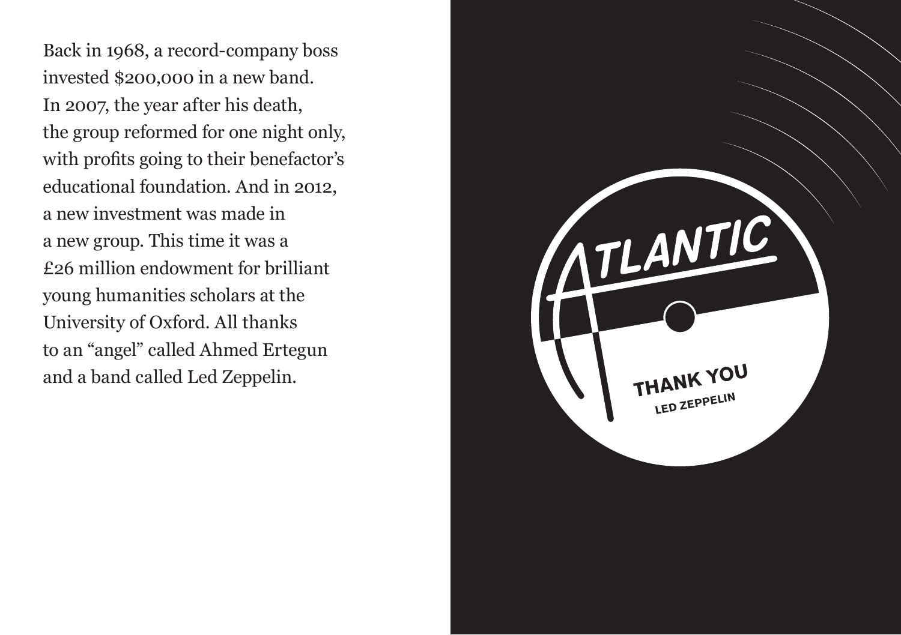Back in 1968, a record-company boss invested $200,000 in a new band. In 2007, the year after his death, the group reformed for one night only, with profits going to their benefactor's educational foundation. And in 2012, a new investment was made in a new group. This time it was a £26 million endowment for brilliant young humanities scholars at the University of Oxford. All thanks to an "angel" called Ahmed Ertegun and a band called Led Zeppelin.

ATLANTIC

THANK YOU

LED ZEPPELIN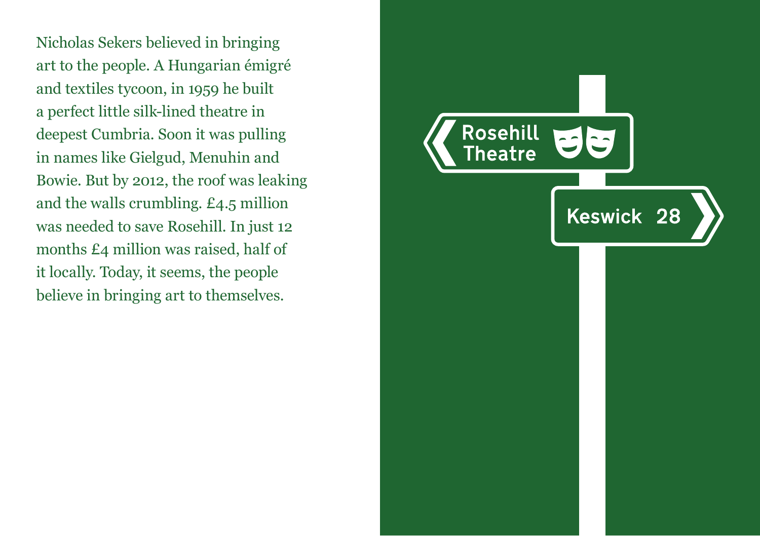Nicholas Sekers believed in bringing art to the people. A Hungarian émigré and textiles tycoon, in 1959 he built a perfect little silk-lined theatre in deepest Cumbria. Soon it was pulling in names like Gielgud, Menuhin and Bowie. But by 2012, the roof was leaking and the walls crumbling. £4.5 million was needed to save Rosehill. In just 12 months £4 million was raised, half of it locally. Today, it seems, the people believe in bringing art to themselves.

Rosehill Theatre

Keswick 28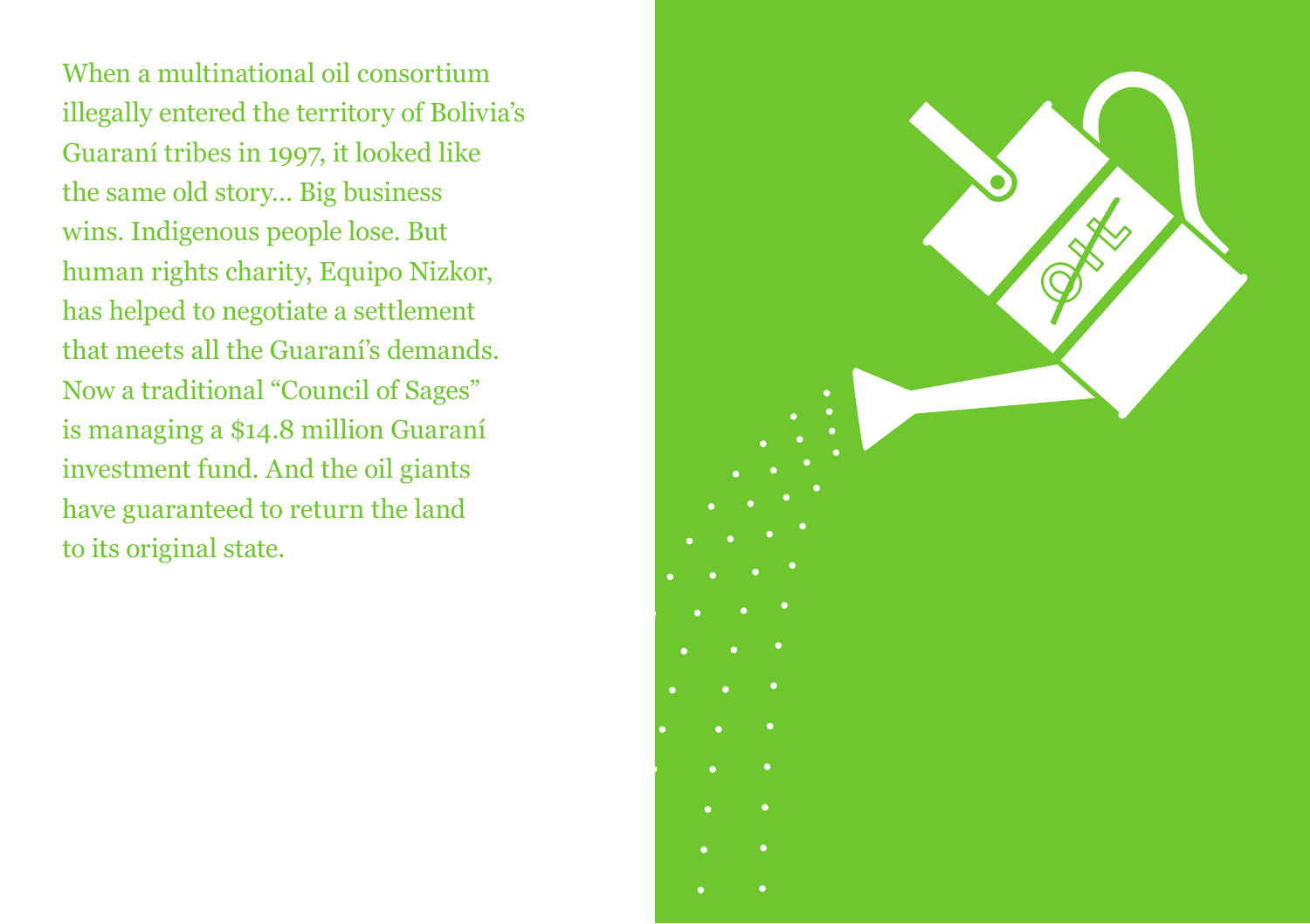When a multinational oil consortium illegally entered the territory of Bolivia's Guaraní tribes in 1997, it looked like the same old story... Big business wins. Indigenous people lose. But human rights charity, Equipo Nizkor, has helped to negotiate a settlement that meets all the Guaraní's demands. Now a traditional "Council of Sages" is managing a $14.8 million Guaraní investment fund. And the oil giants have guaranteed to return the land to its original state.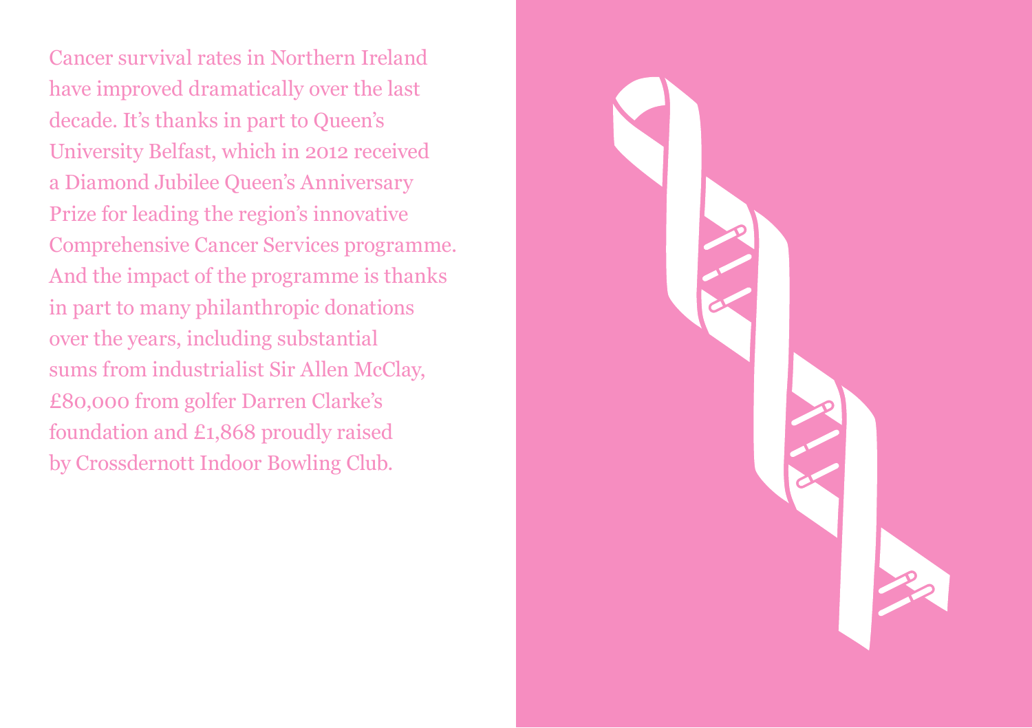Cancer survival rates in Northern Ireland have improved dramatically over the last decade. It's thanks in part to Queen's University Belfast, which in 2012 received a Diamond Jubilee Queen's Anniversary Prize for leading the region's innovative Comprehensive Cancer Services programme. And the impact of the programme is thanks in part to many philanthropic donations over the years, including substantial sums from industrialist Sir Allen McClay, £80,000 from golfer Darren Clarke's foundation and £1,868 proudly raised by Crossdernott Indoor Bowling Club.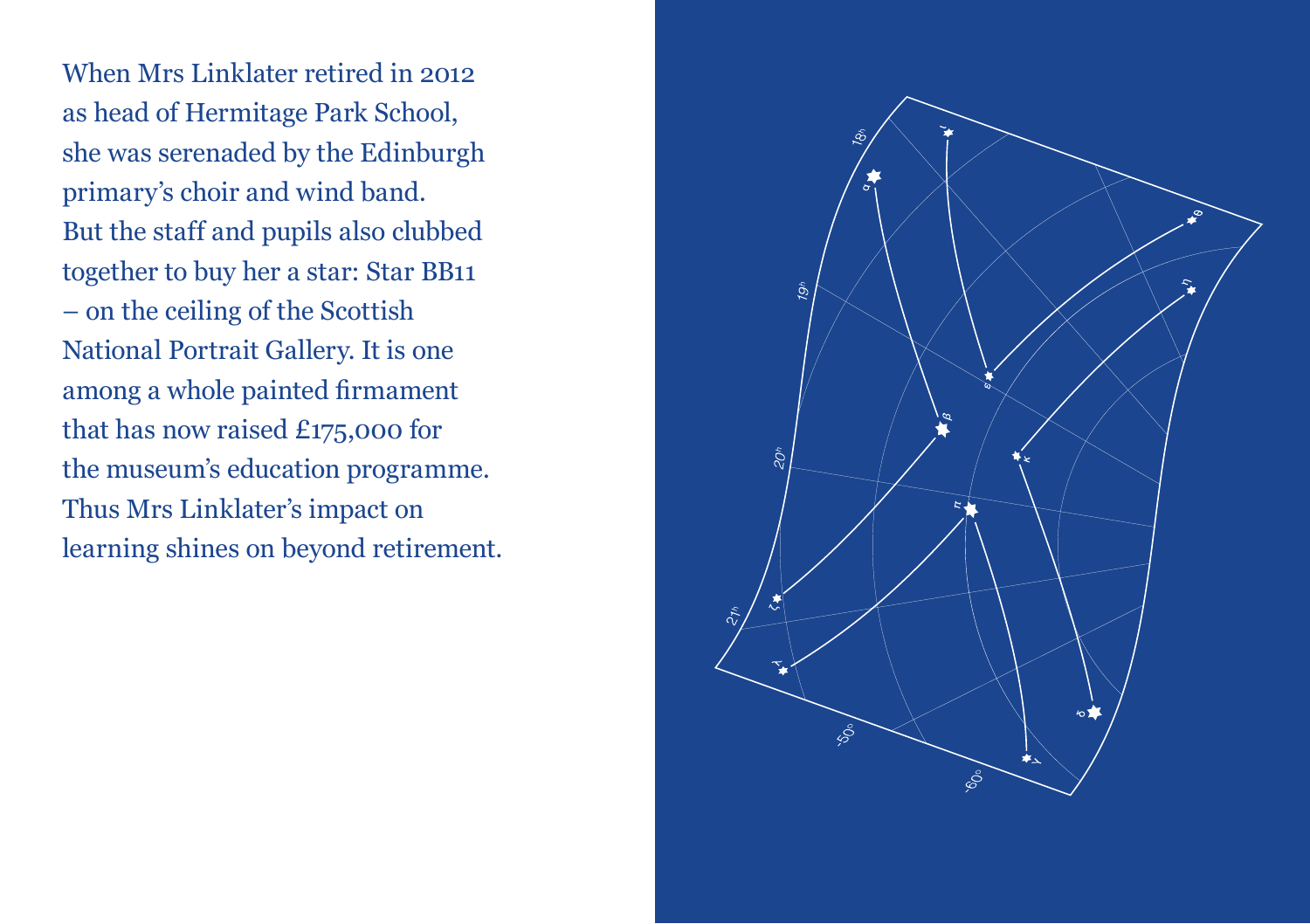When Mrs Linklater retired in 2012 as head of Hermitage Park School, she was serenaded by the Edinburgh primary's choir and wind band. But the staff and pupils also clubbed together to buy her a star: Star BB11 – on the ceiling of the Scottish National Portrait Gallery. It is one among a whole painted firmament that has now raised £175,000 for the museum's education programme. Thus Mrs Linklater's impact on learning shines on beyond retirement.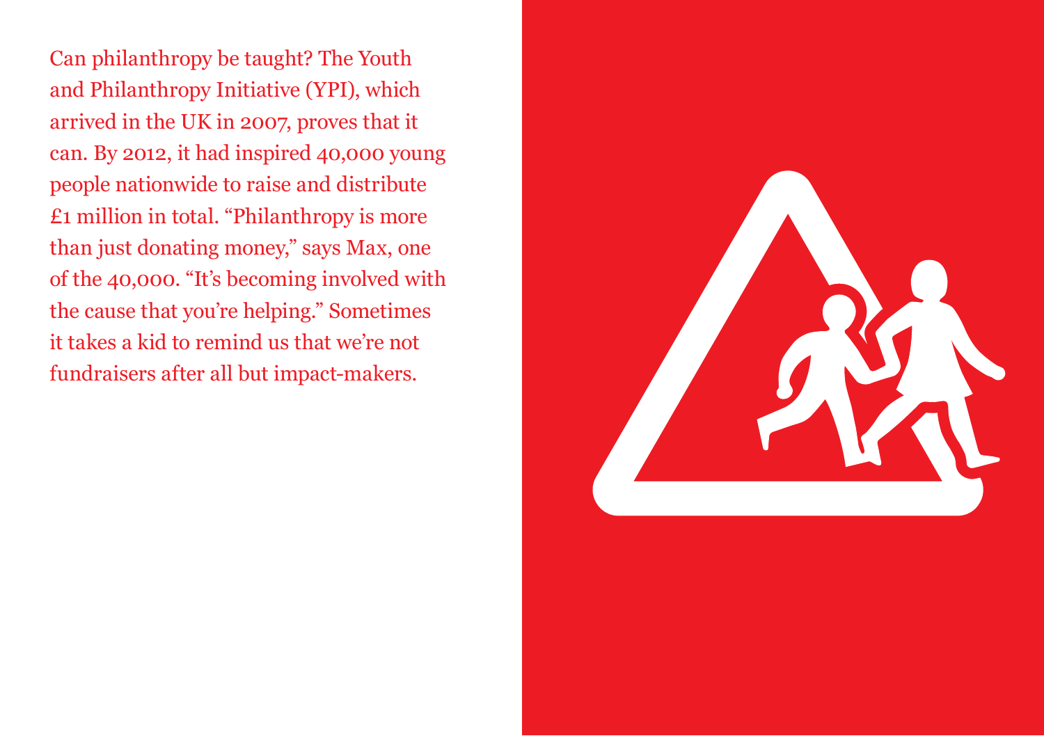Can philanthropy be taught? The Youth and Philanthropy Initiative (YPI), which arrived in the UK in 2007, proves that it can. By 2012, it had inspired 40,000 young people nationwide to raise and distribute £1 million in total. “Philanthropy is more than just donating money,” says Max, one of the 40,000. “It’s becoming involved with the cause that you’re helping.” Sometimes it takes a kid to remind us that we’re not fundraisers after all but impact-makers.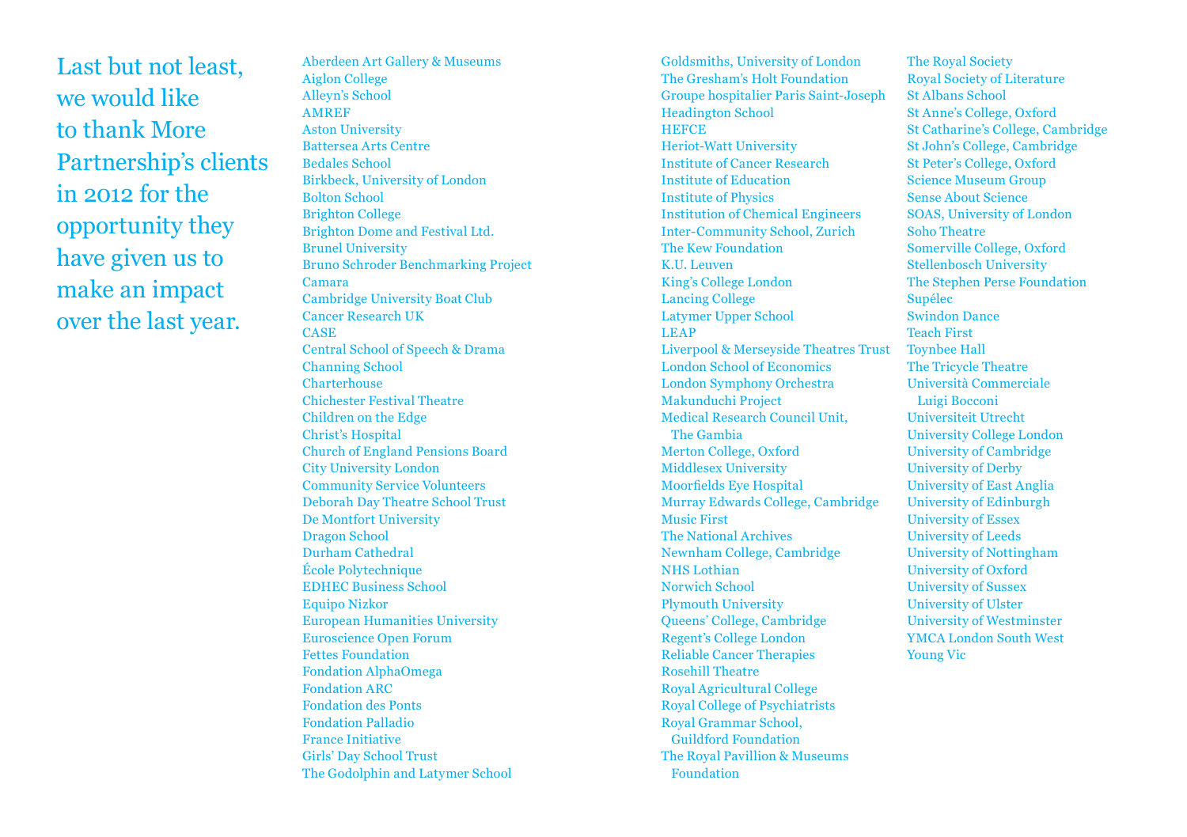Last but not least, we would like to thank More Partnership's clients in 2012 for the opportunity they have given us to make an impact over the last year.

Aberdeen Art Gallery & Museums
Aiglon College
Alleyn's School
AMREF
Aston University
Battersea Arts Centre
Bedales School
Birkbeck, University of London
Bolton School
Brighton College
Brighton Dome and Festival Ltd.
Brunel University
Bruno Schroder Benchmarking Project
Camara
Cambridge University Boat Club
Cancer Research UK
CASE
Central School of Speech & Drama
Channing School
Charterhouse
Chichester Festival Theatre
Children on the Edge
Christ's Hospital
Church of England Pensions Board
City University London
Community Service Volunteers
Deborah Day Theatre School Trust
De Montfort University
Dragon School
Durham Cathedral
École Polytechnique
EDHEC Business School
Equipo Nizkor
European Humanities University
Euroscience Open Forum
Fettes Foundation
Fondation AlphaOmega
Fondation ARC
Fondation des Ponts
Fondation Palladio
France Initiative
Girls' Day School Trust
The Godolphin and Latymer School
Goldsmiths, University of London
The Gresham's Holt Foundation
Groupe hospitalier Paris Saint-Joseph
Headington School
HEFCE
Heriot-Watt University
Institute of Cancer Research
Institute of Education
Institute of Physics
Institution of Chemical Engineers
Inter-Community School, Zurich
The Kew Foundation
K.U. Leuven
King's College London
Lancing College
Latymer Upper School
LEAP
Liverpool & Merseyside Theatres Trust
London School of Economics
London Symphony Orchestra
Makunduchi Project
Medical Research Council Unit, The Gambia
Merton College, Oxford
Middlesex University
Moorfields Eye Hospital
Murray Edwards College, Cambridge
Music First
The National Archives
Newnham College, Cambridge
NHS Lothian
Norwich School
Plymouth University
Queens' College, Cambridge
Regent's College London
Reliable Cancer Therapies
Rosehill Theatre
Royal Agricultural College
Royal College of Psychiatrists
Royal Grammar School, Guildford Foundation
The Royal Pavillion & Museums Foundation
The Royal Society
Royal Society of Literature
St Albans School
St Anne's College, Oxford
St Catharine's College, Cambridge
St John's College, Cambridge
St Peter's College, Oxford
Science Museum Group
Sense About Science
SOAS, University of London
Soho Theatre
Somerville College, Oxford
Stellenbosch University
The Stephen Perse Foundation
Supélec
Swindon Dance
Teach First
Toynbee Hall
The Tricycle Theatre
Università Commerciale Luigi Bocconi
Universiteit Utrecht
University College London
University of Cambridge
University of Derby
University of East Anglia
University of Edinburgh
University of Essex
University of Leeds
University of Nottingham
University of Oxford
University of Sussex
University of Ulster
University of Westminster
YMCA London South West
Young Vic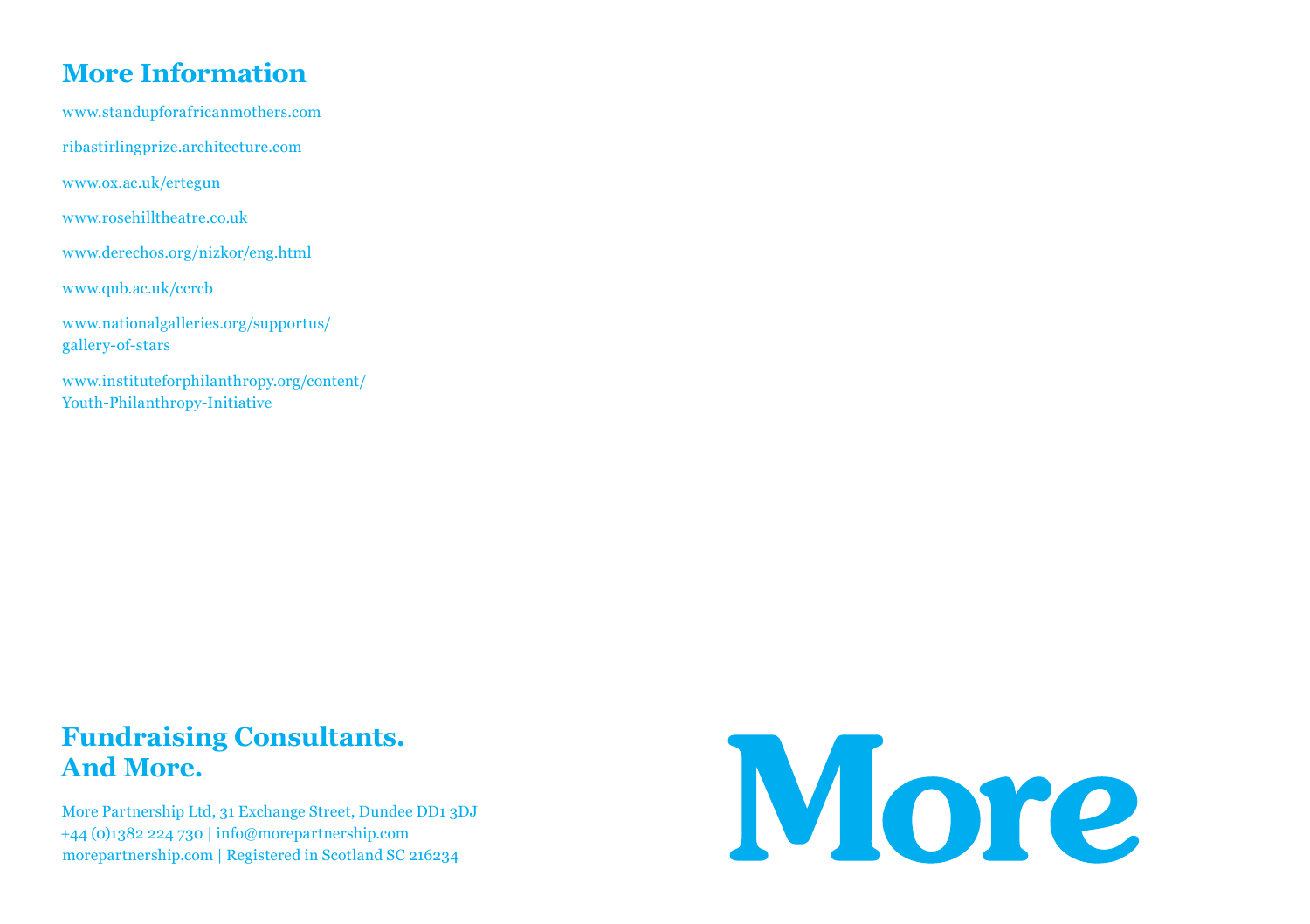## More Information

www.standupforafricanmothers.com

ribastirlingprize.architecture.com

www.ox.ac.uk/ertegun

www.rosehilltheatre.co.uk

www.derechos.org/nizkor/eng.html

www.qub.ac.uk/ccrcb

www.nationalgalleries.org/supportus/gallery-of-stars

www.instituteforphilanthropy.org/content/Youth-Philanthropy-Initiative

## Fundraising Consultants. And More.

More Partnership Ltd, 31 Exchange Street, Dundee DD1 3DJ
+44 (0)1382 224 730 | info@morepartnership.com
morepartnership.com | Registered in Scotland SC 216234

More